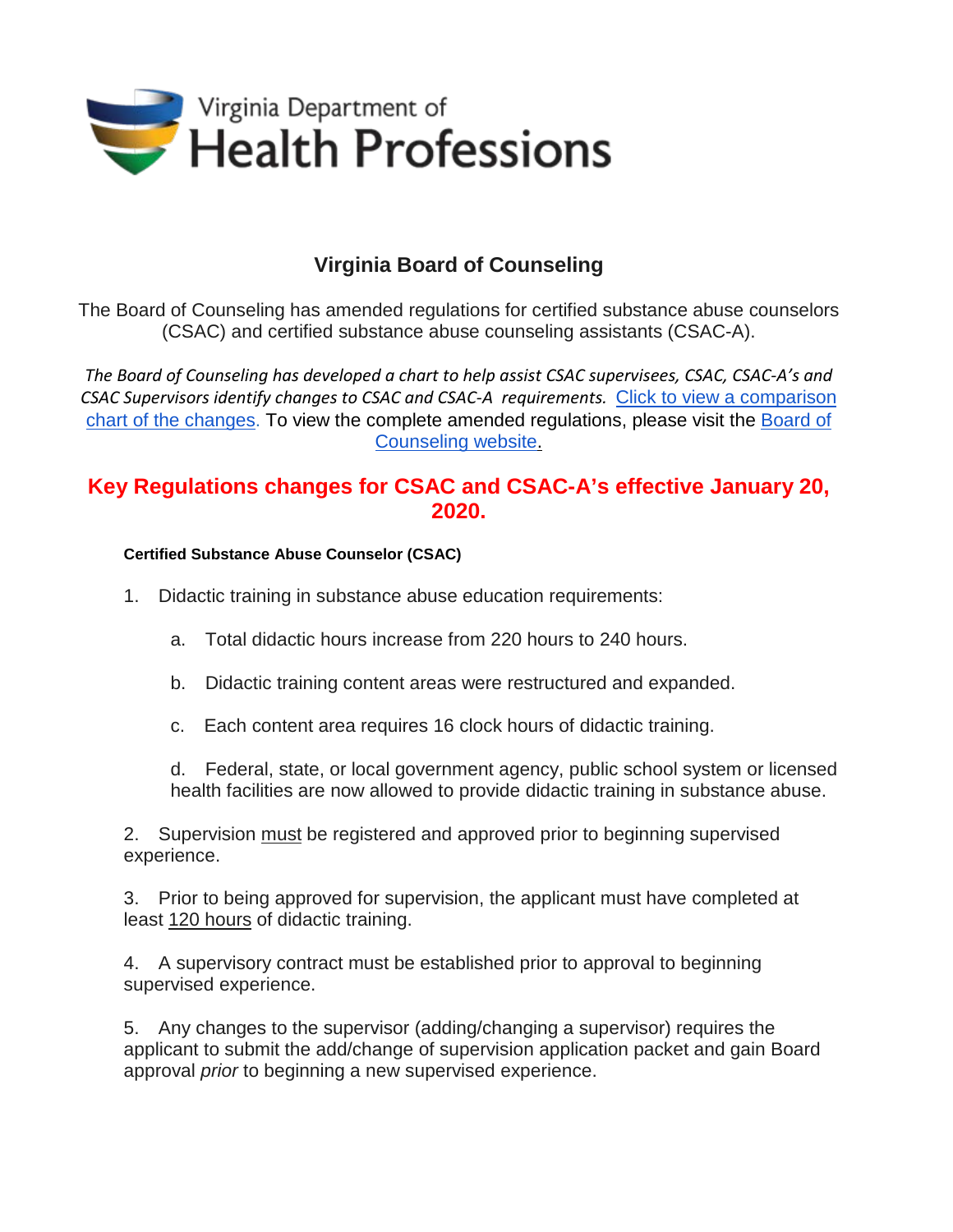Virginia Department of Health Professions

# Virginia Board of Counseling

The Board of Counseling has amended regulations for certified substance abuse counselors (CSAC) and certified substance abuse counseling assistants (CSAC-A).

*The Board of Counseling has developed a chart to help assist CSAC supervisees, CSAC, CSAC-A's and CSAC Supervisors identify changes to CSAC and CSAC-A requirements.* [Click to view a comparison chart of the changes]. To view the complete amended regulations, please visit the [Board of Counseling website].

## Key Regulations changes for CSAC and CSAC-A's effective January 20, 2020.

**Certified Substance Abuse Counselor (CSAC)**

1. Didactic training in substance abuse education requirements:

   a. Total didactic hours increase from 220 hours to 240 hours.

   b. Didactic training content areas were restructured and expanded.

   c. Each content area requires 16 clock hours of didactic training.

   d. Federal, state, or local government agency, public school system or licensed health facilities are now allowed to provide didactic training in substance abuse.

2. Supervision must be registered and approved prior to beginning supervised experience.

3. Prior to being approved for supervision, the applicant must have completed at least 120 hours of didactic training.

4. A supervisory contract must be established prior to approval to beginning supervised experience.

5. Any changes to the supervisor (adding/changing a supervisor) requires the applicant to submit the add/change of supervision application packet and gain Board approval *prior* to beginning a new supervised experience.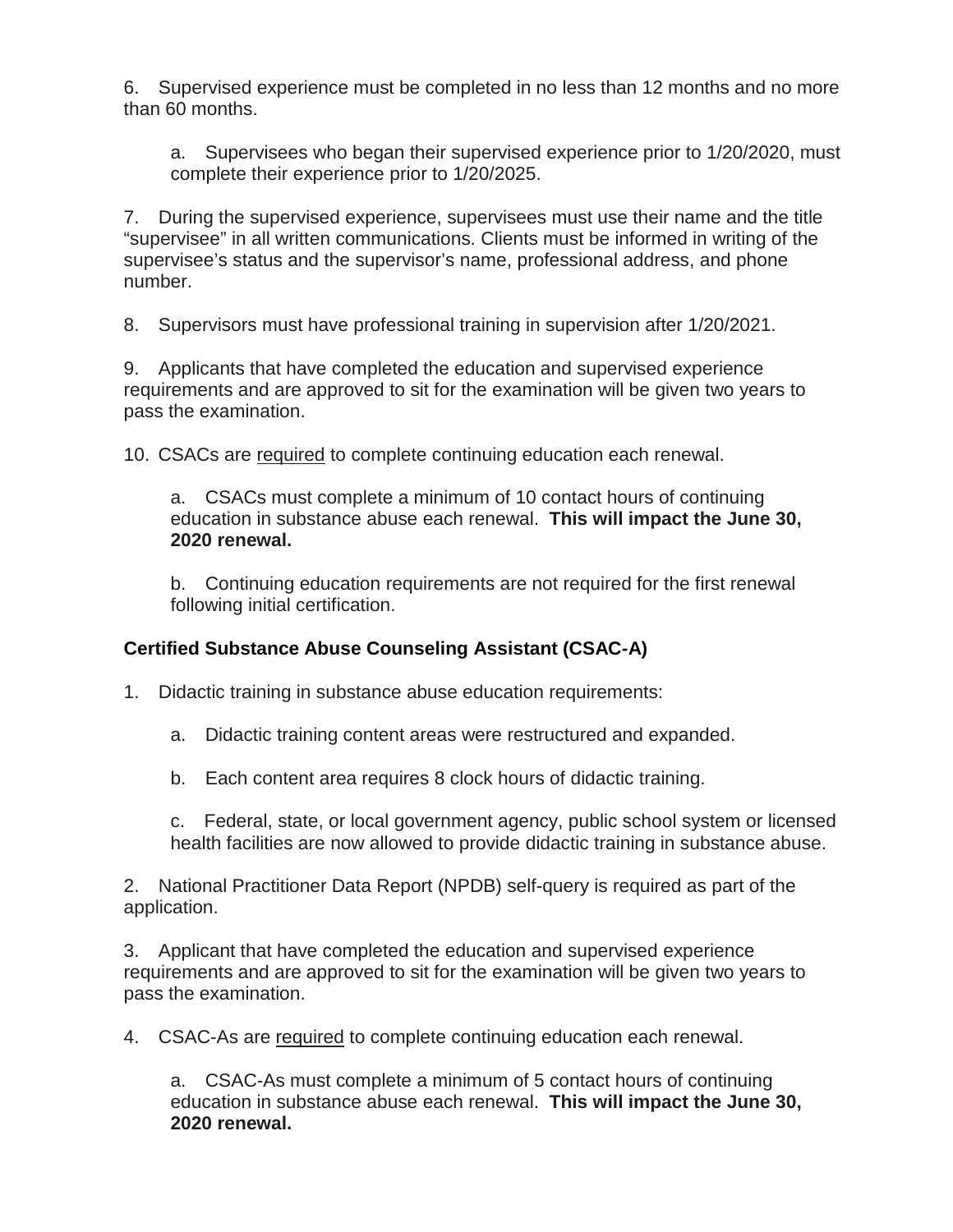6. Supervised experience must be completed in no less than 12 months and no more than 60 months.

    a. Supervisees who began their supervised experience prior to 1/20/2020, must complete their experience prior to 1/20/2025.

7. During the supervised experience, supervisees must use their name and the title "supervisee" in all written communications. Clients must be informed in writing of the supervisee's status and the supervisor's name, professional address, and phone number.

8. Supervisors must have professional training in supervision after 1/20/2021.

9. Applicants that have completed the education and supervised experience requirements and are approved to sit for the examination will be given two years to pass the examination.

10. CSACs are <u>required</u> to complete continuing education each renewal.

    a. CSACs must complete a minimum of 10 contact hours of continuing education in substance abuse each renewal. **This will impact the June 30, 2020 renewal.**

    b. Continuing education requirements are not required for the first renewal following initial certification.

**Certified Substance Abuse Counseling Assistant (CSAC-A)**

1. Didactic training in substance abuse education requirements:

    a. Didactic training content areas were restructured and expanded.

    b. Each content area requires 8 clock hours of didactic training.

    c. Federal, state, or local government agency, public school system or licensed health facilities are now allowed to provide didactic training in substance abuse.

2. National Practitioner Data Report (NPDB) self-query is required as part of the application.

3. Applicant that have completed the education and supervised experience requirements and are approved to sit for the examination will be given two years to pass the examination.

4. CSAC-As are <u>required</u> to complete continuing education each renewal.

    a. CSAC-As must complete a minimum of 5 contact hours of continuing education in substance abuse each renewal. **This will impact the June 30, 2020 renewal.**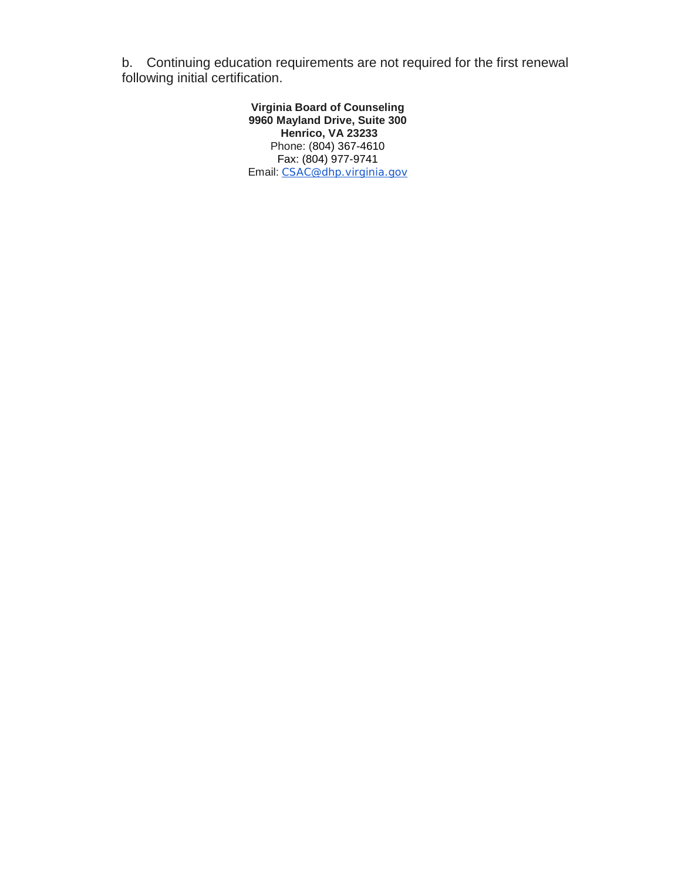b. Continuing education requirements are not required for the first renewal following initial certification.

**Virginia Board of Counseling**
**9960 Mayland Drive, Suite 300**
**Henrico, VA 23233**
Phone: (804) 367-4610
Fax: (804) 977-9741
Email: CSAC@dhp.virginia.gov